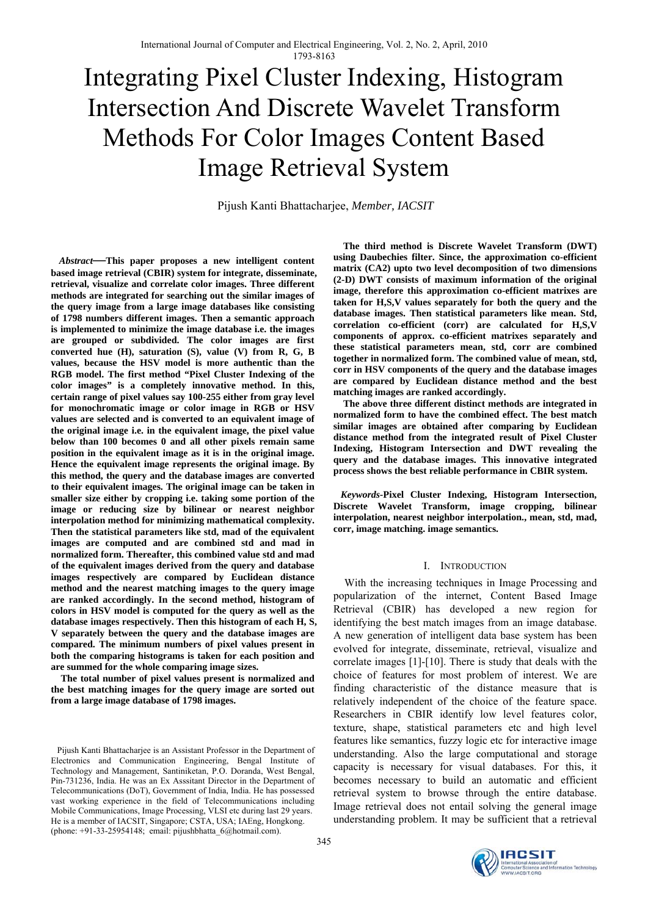# Integrating Pixel Cluster Indexing, Histogram Intersection And Discrete Wavelet Transform Methods For Color Images Content Based Image Retrieval System

Pijush Kanti Bhattacharjee, *Member, IACSIT*

***Abstract*—This paper proposes a new intelligent content based image retrieval (CBIR) system for integrate, disseminate, retrieval, visualize and correlate color images. Three different methods are integrated for searching out the similar images of the query image from a large image databases like consisting of 1798 numbers different images. Then a semantic approach is implemented to minimize the image database i.e. the images are grouped or subdivided. The color images are first converted hue (H), saturation (S), value (V) from R, G, B values, because the HSV model is more authentic than the RGB model. The first method "Pixel Cluster Indexing of the color images" is a completely innovative method. In this, certain range of pixel values say 100-255 either from gray level for monochromatic image or color image in RGB or HSV values are selected and is converted to an equivalent image of the original image i.e. in the equivalent image, the pixel value below than 100 becomes 0 and all other pixels remain same position in the equivalent image as it is in the original image. Hence the equivalent image represents the original image. By this method, the query and the database images are converted to their equivalent images. The original image can be taken in smaller size either by cropping i.e. taking some portion of the image or reducing size by bilinear or nearest neighbor interpolation method for minimizing mathematical complexity. Then the statistical parameters like std, mad of the equivalent images are computed and are combined std and mad in normalized form. Thereafter, this combined value std and mad of the equivalent images derived from the query and database images respectively are compared by Euclidean distance method and the nearest matching images to the query image are ranked accordingly. In the second method, histogram of colors in HSV model is computed for the query as well as the database images respectively. Then this histogram of each H, S, V separately between the query and the database images are compared. The minimum numbers of pixel values present in both the comparing histograms is taken for each position and are summed for the whole comparing image sizes.**

**The total number of pixel values present is normalized and the best matching images for the query image are sorted out from a large image database of 1798 images.**

**The third method is Discrete Wavelet Transform (DWT) using Daubechies filter. Since, the approximation co-efficient matrix (CA2) upto two level decomposition of two dimensions (2-D) DWT consists of maximum information of the original image, therefore this approximation co-efficient matrixes are taken for H,S,V values separately for both the query and the database images. Then statistical parameters like mean. Std, correlation co-efficient (corr) are calculated for H,S,V components of approx. co-efficient matrixes separately and these statistical parameters mean, std, corr are combined together in normalized form. The combined value of mean, std, corr in HSV components of the query and the database images are compared by Euclidean distance method and the best matching images are ranked accordingly.**

**The above three different distinct methods are integrated in normalized form to have the combined effect. The best match similar images are obtained after comparing by Euclidean distance method from the integrated result of Pixel Cluster Indexing, Histogram Intersection and DWT revealing the query and the database images. This innovative integrated process shows the best reliable performance in CBIR system.**

***Keywords*-Pixel Cluster Indexing, Histogram Intersection, Discrete Wavelet Transform, image cropping, bilinear interpolation, nearest neighbor interpolation., mean, std, mad, corr, image matching. image semantics.**

Pijush Kanti Bhattacharjee is an Assistant Professor in the Department of Electronics and Communication Engineering, Bengal Institute of Technology and Management, Santiniketan, P.O. Doranda, West Bengal, Pin-731236, India. He was an Ex Asssitant Director in the Department of Telecommunications (DoT), Government of India, India. He has possessed vast working experience in the field of Telecommunications including Mobile Communications, Image Processing, VLSI etc during last 29 years. He is a member of IACSIT, Singapore; CSTA, USA; IAEng, Hongkong. (phone: +91-33-25954148; email: pijushbhatta_6@hotmail.com).

## I. Introduction

With the increasing techniques in Image Processing and popularization of the internet, Content Based Image Retrieval (CBIR) has developed a new region for identifying the best match images from an image database. A new generation of intelligent data base system has been evolved for integrate, disseminate, retrieval, visualize and correlate images [1]-[10]. There is study that deals with the choice of features for most problem of interest. We are finding characteristic of the distance measure that is relatively independent of the choice of the feature space. Researchers in CBIR identify low level features color, texture, shape, statistical parameters etc and high level features like semantics, fuzzy logic etc for interactive image understanding. Also the large computational and storage capacity is necessary for visual databases. For this, it becomes necessary to build an automatic and efficient retrieval system to browse through the entire database. Image retrieval does not entail solving the general image understanding problem. It may be sufficient that a retrieval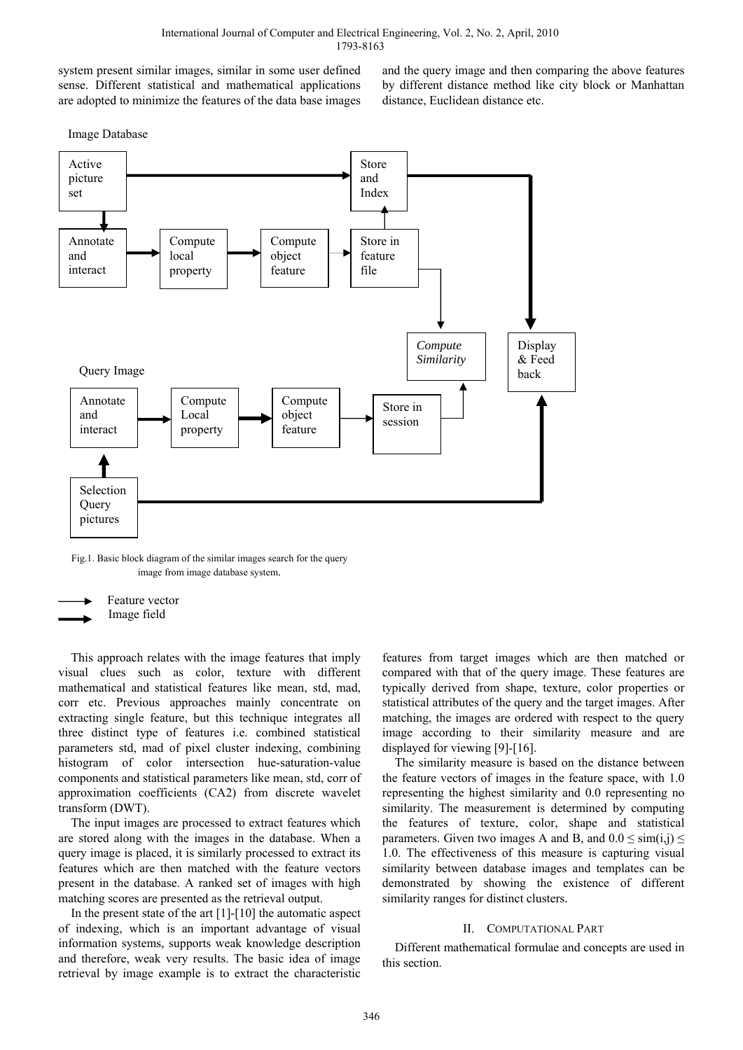system present similar images, similar in some user defined sense. Different statistical and mathematical applications are adopted to minimize the features of the data base images and the query image and then comparing the above features by different distance method like city block or Manhattan distance, Euclidean distance etc.

Image Database

Active picture set → Store and Index

Annotate and interact → Compute local property → Compute object feature → Store in feature file

*Compute Similarity*

Display & Feed back

Query Image

Annotate and interact → Compute Local property → Compute object feature → Store in session

Selection Query pictures

Fig.1. Basic block diagram of the similar images search for the query image from image database system.

→ Feature vector
→ Image field

This approach relates with the image features that imply visual clues such as color, texture with different mathematical and statistical features like mean, std, mad, corr etc. Previous approaches mainly concentrate on extracting single feature, but this technique integrates all three distinct type of features i.e. combined statistical parameters std, mad of pixel cluster indexing, combining histogram of color intersection hue-saturation-value components and statistical parameters like mean, std, corr of approximation coefficients (CA2) from discrete wavelet transform (DWT).

The input images are processed to extract features which are stored along with the images in the database. When a query image is placed, it is similarly processed to extract its features which are then matched with the feature vectors present in the database. A ranked set of images with high matching scores are presented as the retrieval output.

In the present state of the art [1]-[10] the automatic aspect of indexing, which is an important advantage of visual information systems, supports weak knowledge description and therefore, weak very results. The basic idea of image retrieval by image example is to extract the characteristic features from target images which are then matched or compared with that of the query image. These features are typically derived from shape, texture, color properties or statistical attributes of the query and the target images. After matching, the images are ordered with respect to the query image according to their similarity measure and are displayed for viewing [9]-[16].

The similarity measure is based on the distance between the feature vectors of images in the feature space, with 1.0 representing the highest similarity and 0.0 representing no similarity. The measurement is determined by computing the features of texture, color, shape and statistical parameters. Given two images A and B, and $0.0 \le \text{sim}(i,j) \le 1.0$. The effectiveness of this measure is capturing visual similarity between database images and templates can be demonstrated by showing the existence of different similarity ranges for distinct clusters.

## II. Computational Part

Different mathematical formulae and concepts are used in this section.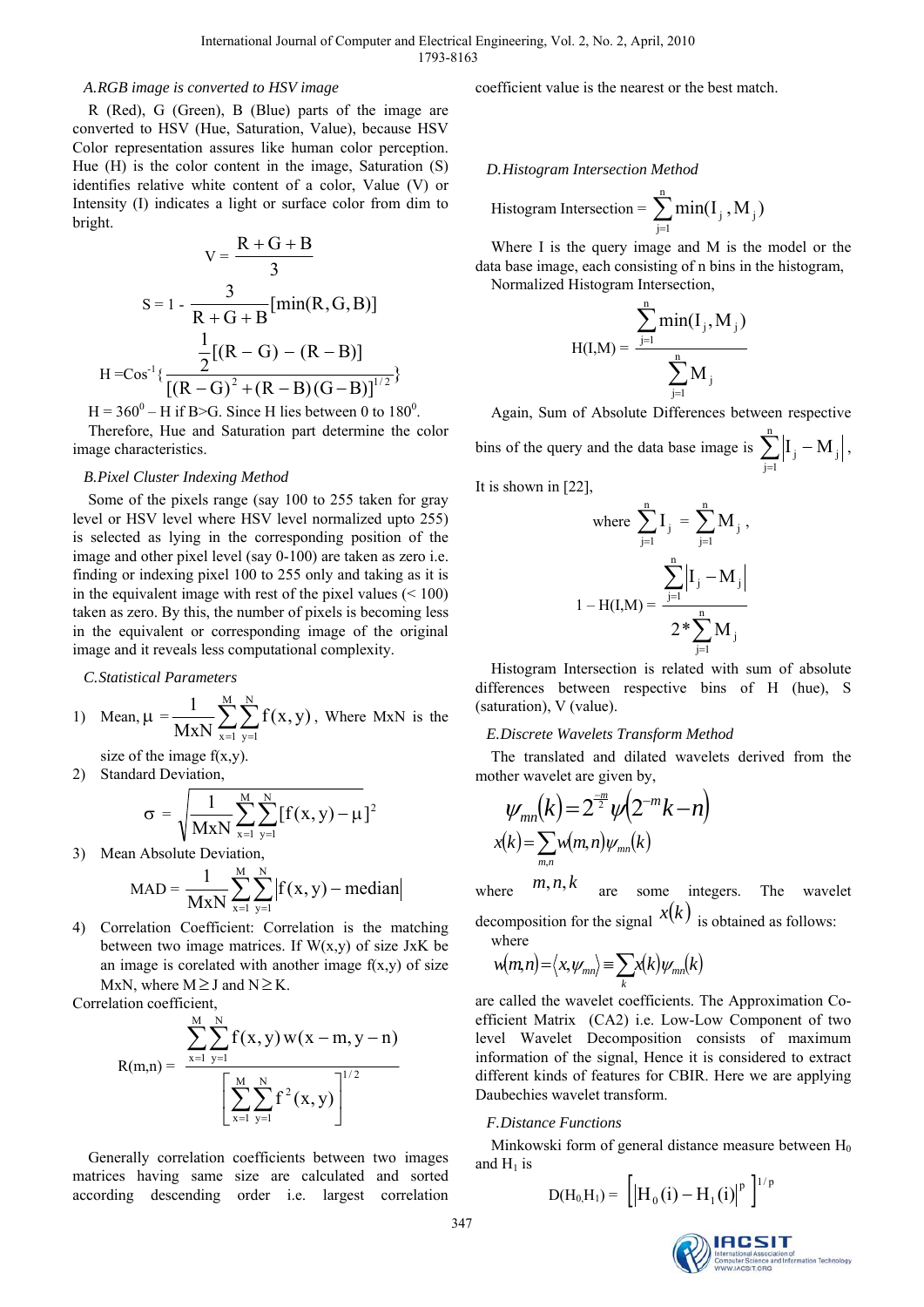### A. RGB image is converted to HSV image

R (Red), G (Green), B (Blue) parts of the image are converted to HSV (Hue, Saturation, Value), because HSV Color representation assures like human color perception. Hue (H) is the color content in the image, Saturation (S) identifies relative white content of a color, Value (V) or Intensity (I) indicates a light or surface color from dim to bright.

$$V = \frac{R+G+B}{3}$$

$$S = 1 - \frac{3}{R+G+B}[\min(R,G,B)]$$

$$H = \cos^{-1}\left\{\frac{\frac{1}{2}[(R-G)-(R-B)]}{[(R-G)^2+(R-B)(G-B)]^{1/2}}\right\}$$

$H = 360^0 - H$ if B>G. Since H lies between 0 to $180^0$.

Therefore, Hue and Saturation part determine the color image characteristics.

### B. Pixel Cluster Indexing Method

Some of the pixels range (say 100 to 255 taken for gray level or HSV level where HSV level normalized upto 255) is selected as lying in the corresponding position of the image and other pixel level (say 0-100) are taken as zero i.e. finding or indexing pixel 100 to 255 only and taking as it is in the equivalent image with rest of the pixel values (< 100) taken as zero. By this, the number of pixels is becoming less in the equivalent or corresponding image of the original image and it reveals less computational complexity.

### C. Statistical Parameters

1) Mean, $\mu = \frac{1}{MxN}\sum_{x=1}^{M}\sum_{y=1}^{N} f(x,y)$, Where MxN is the size of the image f(x,y).
2) Standard Deviation,

$$\sigma = \sqrt{\frac{1}{MxN}\sum_{x=1}^{M}\sum_{y=1}^{N}[f(x,y)-\mu]^2}$$

3) Mean Absolute Deviation,

$$MAD = \frac{1}{MxN}\sum_{x=1}^{M}\sum_{y=1}^{N}\left|f(x,y)-\text{median}\right|$$

4) Correlation Coefficient: Correlation is the matching between two image matrices. If W(x,y) of size JxK be an image is corelated with another image f(x,y) of size MxN, where $M \geq J$ and $N \geq K$.

Correlation coefficient,

$$R(m,n) = \frac{\sum_{x=1}^{M}\sum_{y=1}^{N} f(x,y)\,w(x-m,y-n)}{\left[\sum_{x=1}^{M}\sum_{y=1}^{N} f^2(x,y)\right]^{1/2}}$$

Generally correlation coefficients between two images matrices having same size are calculated and sorted according descending order i.e. largest correlation coefficient value is the nearest or the best match.

### D. Histogram Intersection Method

$$\text{Histogram Intersection} = \sum_{j=1}^{n}\min(I_j, M_j)$$

Where I is the query image and M is the model or the data base image, each consisting of n bins in the histogram,

Normalized Histogram Intersection,

$$H(I,M) = \frac{\sum_{j=1}^{n}\min(I_j, M_j)}{\sum_{j=1}^{n}M_j}$$

Again, Sum of Absolute Differences between respective bins of the query and the data base image is $\sum_{j=1}^{n}\left|I_j - M_j\right|$,

It is shown in [22],

$$\text{where } \sum_{j=1}^{n} I_j = \sum_{j=1}^{n} M_j,$$

$$1 - H(I,M) = \frac{\sum_{j=1}^{n}\left|I_j - M_j\right|}{2*\sum_{j=1}^{n}M_j}$$

Histogram Intersection is related with sum of absolute differences between respective bins of H (hue), S (saturation), V (value).

### E. Discrete Wavelets Transform Method

The translated and dilated wavelets derived from the mother wavelet are given by,

$$\psi_{mn}(k) = 2^{\frac{-m}{2}}\psi\left(2^{-m}k - n\right)$$

$$x(k) = \sum_{m,n} w(m,n)\psi_{mn}(k)$$

where $m,n,k$ are some integers. The wavelet decomposition for the signal $x(k)$ is obtained as follows:

where

$$w(m,n) = \langle x, \psi_{mn}\rangle \equiv \sum_{k} x(k)\psi_{mn}(k)$$

are called the wavelet coefficients. The Approximation Co-efficient Matrix (CA2) i.e. Low-Low Component of two level Wavelet Decomposition consists of maximum information of the signal, Hence it is considered to extract different kinds of features for CBIR. Here we are applying Daubechies wavelet transform.

### F. Distance Functions

Minkowski form of general distance measure between $H_0$ and $H_1$ is

$$D(H_0, H_1) = \left[\left|H_0(i) - H_1(i)\right|^p\right]^{1/p}$$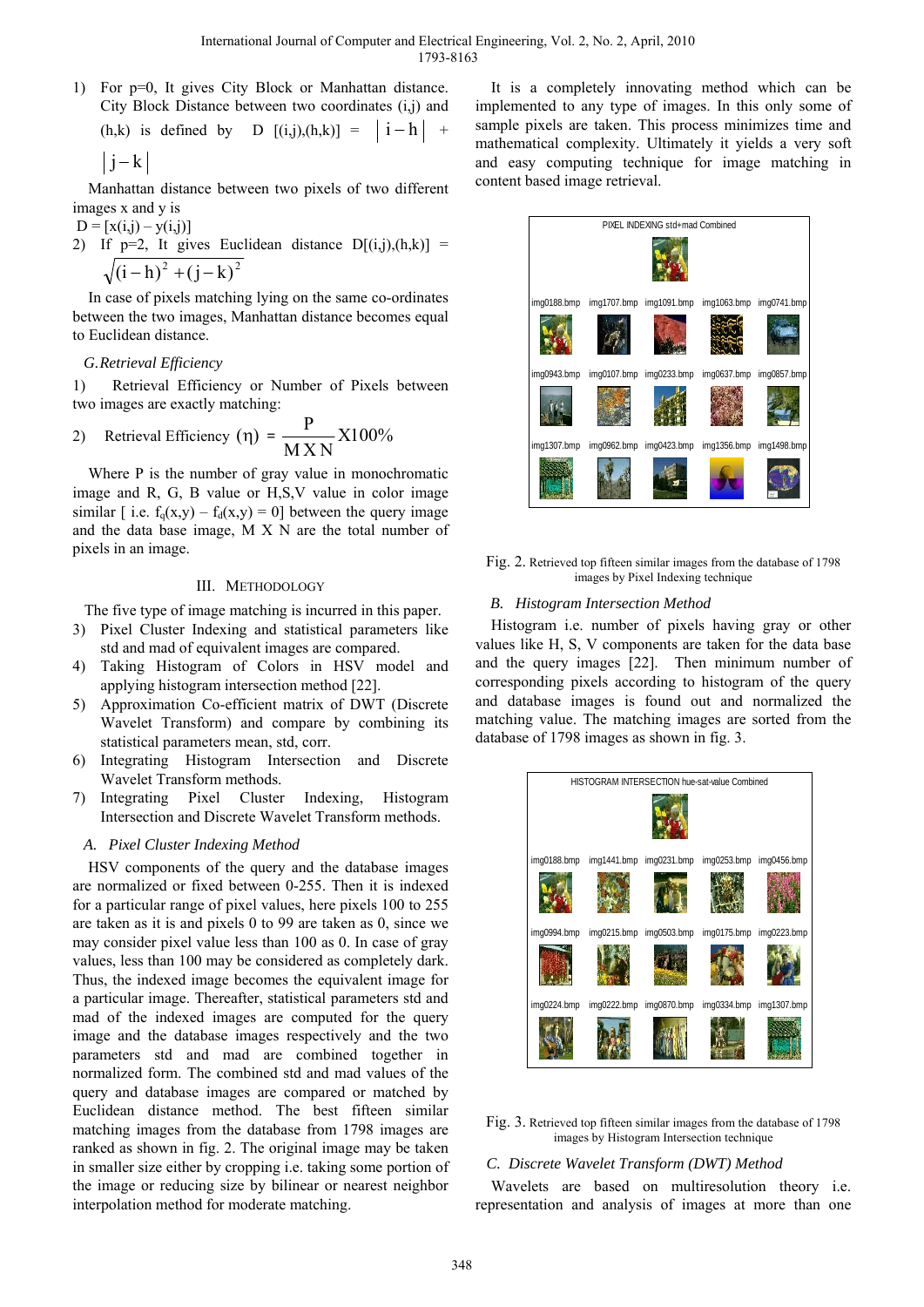1) For p=0, It gives City Block or Manhattan distance. City Block Distance between two coordinates (i,j) and (h,k) is defined by $D\,[(i,j),(h,k)] = |i-h| + |j-k|$

Manhattan distance between two pixels of two different images x and y is

$D = [x(i,j) - y(i,j)]$

2) If p=2, It gives Euclidean distance $D[(i,j),(h,k)] = \sqrt{(i-h)^2 + (j-k)^2}$

In case of pixels matching lying on the same co-ordinates between the two images, Manhattan distance becomes equal to Euclidean distance.

### G. Retrieval Efficiency

1) Retrieval Efficiency or Number of Pixels between two images are exactly matching:

2) Retrieval Efficiency $(\eta) = \dfrac{P}{M X N} X100\%$

Where P is the number of gray value in monochromatic image and R, G, B value or H,S,V value in color image similar [ i.e. $f_q(x,y) - f_d(x,y) = 0$] between the query image and the data base image, M X N are the total number of pixels in an image.

## III. Methodology

The five type of image matching is incurred in this paper.

3) Pixel Cluster Indexing and statistical parameters like std and mad of equivalent images are compared.
4) Taking Histogram of Colors in HSV model and applying histogram intersection method [22].
5) Approximation Co-efficient matrix of DWT (Discrete Wavelet Transform) and compare by combining its statistical parameters mean, std, corr.
6) Integrating Histogram Intersection and Discrete Wavelet Transform methods.
7) Integrating Pixel Cluster Indexing, Histogram Intersection and Discrete Wavelet Transform methods.

### A. Pixel Cluster Indexing Method

HSV components of the query and the database images are normalized or fixed between 0-255. Then it is indexed for a particular range of pixel values, here pixels 100 to 255 are taken as it is and pixels 0 to 99 are taken as 0, since we may consider pixel value less than 100 as 0. In case of gray values, less than 100 may be considered as completely dark. Thus, the indexed image becomes the equivalent image for a particular image. Thereafter, statistical parameters std and mad of the indexed images are computed for the query image and the database images respectively and the two parameters std and mad are combined together in normalized form. The combined std and mad values of the query and database images are compared or matched by Euclidean distance method. The best fifteen similar matching images from the database from 1798 images are ranked as shown in fig. 2. The original image may be taken in smaller size either by cropping i.e. taking some portion of the image or reducing size by bilinear or nearest neighbor interpolation method for moderate matching.

It is a completely innovating method which can be implemented to any type of images. In this only some of sample pixels are taken. This process minimizes time and mathematical complexity. Ultimately it yields a very soft and easy computing technique for image matching in content based image retrieval.

Fig. 2. Retrieved top fifteen similar images from the database of 1798 images by Pixel Indexing technique

### B. Histogram Intersection Method

Histogram i.e. number of pixels having gray or other values like H, S, V components are taken for the data base and the query images [22]. Then minimum number of corresponding pixels according to histogram of the query and database images is found out and normalized the matching value. The matching images are sorted from the database of 1798 images as shown in fig. 3.

Fig. 3. Retrieved top fifteen similar images from the database of 1798 images by Histogram Intersection technique

### C. Discrete Wavelet Transform (DWT) Method

Wavelets are based on multiresolution theory i.e. representation and analysis of images at more than one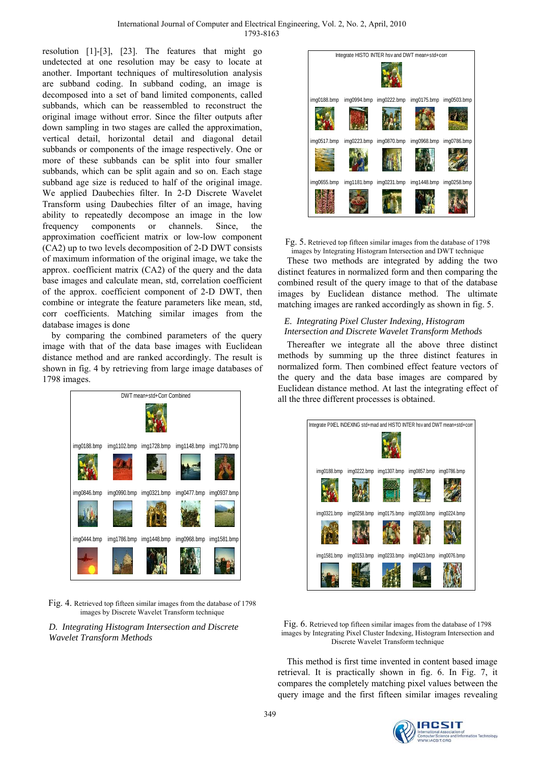resolution [1]-[3], [23]. The features that might go undetected at one resolution may be easy to locate at another. Important techniques of multiresolution analysis are subband coding. In subband coding, an image is decomposed into a set of band limited components, called subbands, which can be reassembled to reconstruct the original image without error. Since the filter outputs after down sampling in two stages are called the approximation, vertical detail, horizontal detail and diagonal detail subbands or components of the image respectively. One or more of these subbands can be split into four smaller subbands, which can be split again and so on. Each stage subband age size is reduced to half of the original image. We applied Daubechies filter. In 2-D Discrete Wavelet Transform using Daubechies filter of an image, having ability to repeatedly decompose an image in the low frequency components or channels. Since, the approximation coefficient matrix or low-low component (CA2) up to two levels decomposition of 2-D DWT consists of maximum information of the original image, we take the approx. coefficient matrix (CA2) of the query and the data base images and calculate mean, std, correlation coefficient of the approx. coefficient component of 2-D DWT, then combine or integrate the feature parameters like mean, std, corr coefficients. Matching similar images from the database images is done

by comparing the combined parameters of the query image with that of the data base images with Euclidean distance method and are ranked accordingly. The result is shown in fig. 4 by retrieving from large image databases of 1798 images.

Fig. 4. Retrieved top fifteen similar images from the database of 1798 images by Discrete Wavelet Transform technique

*D. Integrating Histogram Intersection and Discrete Wavelet Transform Methods*

Fg. 5. Retrieved top fifteen similar images from the database of 1798 images by Integrating Histogram Intersection and DWT technique

These two methods are integrated by adding the two distinct features in normalized form and then comparing the combined result of the query image to that of the database images by Euclidean distance method. The ultimate matching images are ranked accordingly as shown in fig. 5.

*E. Integrating Pixel Cluster Indexing, Histogram Intersection and Discrete Wavelet Transform Methods*

Thereafter we integrate all the above three distinct methods by summing up the three distinct features in normalized form. Then combined effect feature vectors of the query and the data base images are compared by Euclidean distance method. At last the integrating effect of all the three different processes is obtained.

Fig. 6. Retrieved top fifteen similar images from the database of 1798 images by Integrating Pixel Cluster Indexing, Histogram Intersection and Discrete Wavelet Transform technique

This method is first time invented in content based image retrieval. It is practically shown in fig. 6. In Fig. 7, it compares the completely matching pixel values between the query image and the first fifteen similar images revealing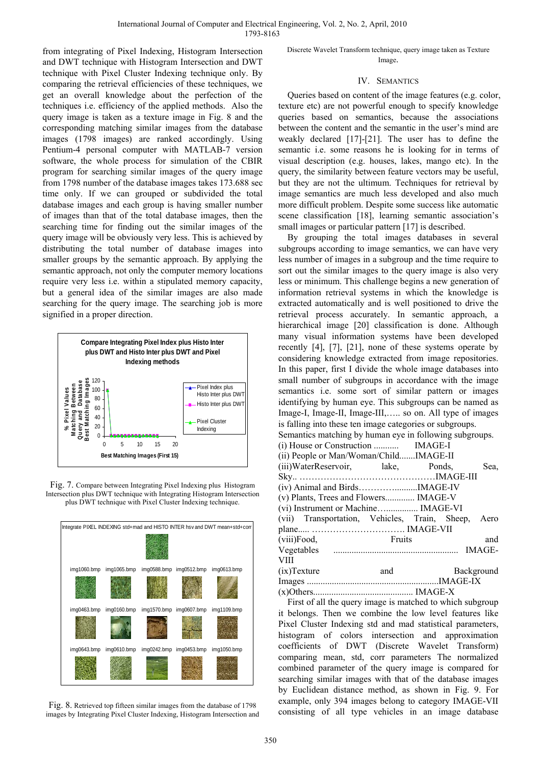from integrating of Pixel Indexing, Histogram Intersection and DWT technique with Histogram Intersection and DWT technique with Pixel Cluster Indexing technique only. By comparing the retrieval efficiencies of these techniques, we get an overall knowledge about the perfection of the techniques i.e. efficiency of the applied methods. Also the query image is taken as a texture image in Fig. 8 and the corresponding matching similar images from the database images (1798 images) are ranked accordingly. Using Pentium-4 personal computer with MATLAB-7 version software, the whole process for simulation of the CBIR program for searching similar images of the query image from 1798 number of the database images takes 173.688 sec time only. If we can grouped or subdivided the total database images and each group is having smaller number of images than that of the total database images, then the searching time for finding out the similar images of the query image will be obviously very less. This is achieved by distributing the total number of database images into smaller groups by the semantic approach. By applying the semantic approach, not only the computer memory locations require very less i.e. within a stipulated memory capacity, but a general idea of the similar images are also made searching for the query image. The searching job is more signified in a proper direction.

Fig. 7. Compare between Integrating Pixel Indexing plus Histogram Intersection plus DWT technique with Integrating Histogram Intersection plus DWT technique with Pixel Cluster Indexing technique.

Fig. 8. Retrieved top fifteen similar images from the database of 1798 images by Integrating Pixel Cluster Indexing, Histogram Intersection and Discrete Wavelet Transform technique, query image taken as Texture Image.

## IV. Semantics

Queries based on content of the image features (e.g. color, texture etc) are not powerful enough to specify knowledge queries based on semantics, because the associations between the content and the semantic in the user's mind are weakly declared [17]-[21]. The user has to define the semantic i.e. some reasons he is looking for in terms of visual description (e.g. houses, lakes, mango etc). In the query, the similarity between feature vectors may be useful, but they are not the ultimum. Techniques for retrieval by image semantics are much less developed and also much more difficult problem. Despite some success like automatic scene classification [18], learning semantic association's small images or particular pattern [17] is described.

By grouping the total images databases in several subgroups according to image semantics, we can have very less number of images in a subgroup and the time require to sort out the similar images to the query image is also very less or minimum. This challenge begins a new generation of information retrieval systems in which the knowledge is extracted automatically and is well positioned to drive the retrieval process accurately. In semantic approach, a hierarchical image [20] classification is done. Although many visual information systems have been developed recently [4], [7], [21], none of these systems operate by considering knowledge extracted from image repositories. In this paper, first I divide the whole image databases into small number of subgroups in accordance with the image semantics i.e. some sort of similar pattern or images identifying by human eye. This subgroups can be named as Image-I, Image-II, Image-III,….. so on. All type of images is falling into these ten image categories or subgroups.

Semantics matching by human eye in following subgroups.

(i) House or Construction ........... IMAGE-I
(ii) People or Man/Woman/Child.......IMAGE-II
(iii)WaterReservoir, lake, Ponds, Sea, Sky.. ……………………………………….IMAGE-III
(iv) Animal and Birds………...........IMAGE-IV
(v) Plants, Trees and Flowers............. IMAGE-V
(vi) Instrument or Machine…............... IMAGE-VI
(vii) Transportation, Vehicles, Train, Sheep, Aero plane..... ………………………….. IMAGE-VII
(viii)Food, Fruits and Vegetables ...................................................... IMAGE-VIII
(ix)Texture and Background Images .........................................................IMAGE-IX
(x)Others........................................... IMAGE-X

First of all the query image is matched to which subgroup it belongs. Then we combine the low level features like Pixel Cluster Indexing std and mad statistical parameters, histogram of colors intersection and approximation coefficients of DWT (Discrete Wavelet Transform) comparing mean, std, corr parameters The normalized combined parameter of the query image is compared for searching similar images with that of the database images by Euclidean distance method, as shown in Fig. 9. For example, only 394 images belong to category IMAGE-VII consisting of all type vehicles in an image database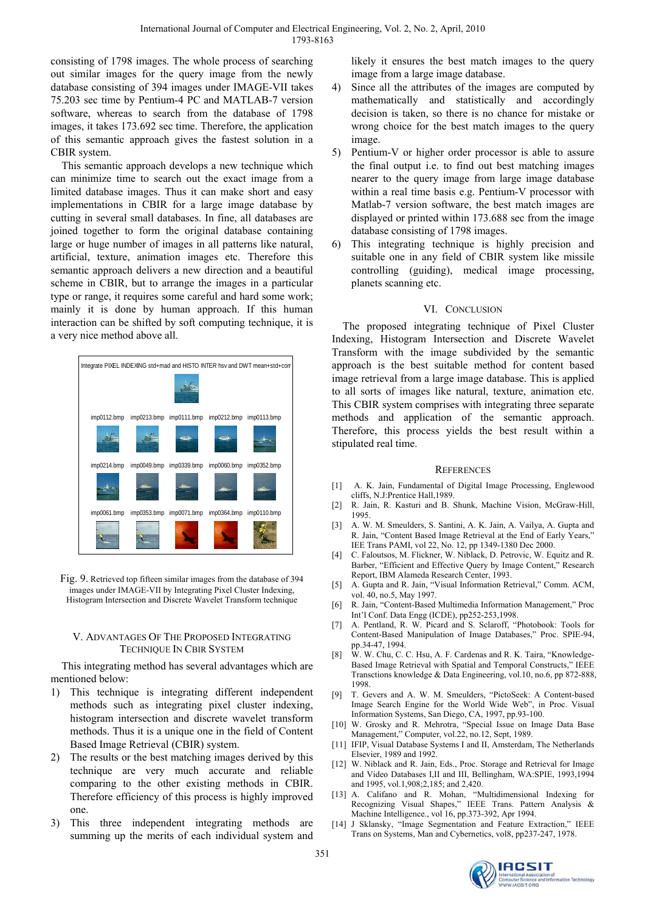consisting of 1798 images. The whole process of searching out similar images for the query image from the newly database consisting of 394 images under IMAGE-VII takes 75.203 sec time by Pentium-4 PC and MATLAB-7 version software, whereas to search from the database of 1798 images, it takes 173.692 sec time. Therefore, the application of this semantic approach gives the fastest solution in a CBIR system.

This semantic approach develops a new technique which can minimize time to search out the exact image from a limited database images. Thus it can make short and easy implementations in CBIR for a large image database by cutting in several small databases. In fine, all databases are joined together to form the original database containing large or huge number of images in all patterns like natural, artificial, texture, animation images etc. Therefore this semantic approach delivers a new direction and a beautiful scheme in CBIR, but to arrange the images in a particular type or range, it requires some careful and hard some work; mainly it is done by human approach. If this human interaction can be shifted by soft computing technique, it is a very nice method above all.

Integrate PIXEL INDEXING std+mad and HISTO INTER hsv and DWT mean+std+corr

imp0112.bmp imp0213.bmp imp0111.bmp imp0212.bmp imp0113.bmp

imp0214.bmp imp0049.bmp imp0339.bmp imp0060.bmp imp0352.bmp

imp0061.bmp imp0353.bmp imp0071.bmp imp0364.bmp imp0110.bmp

Fig. 9. Retrieved top fifteen similar images from the database of 394 images under IMAGE-VII by Integrating Pixel Cluster Indexing, Histogram Intersection and Discrete Wavelet Transform technique

## V. Advantages Of The Proposed Integrating Technique In CBIR System

This integrating method has several advantages which are mentioned below:

1) This technique is integrating different independent methods such as integrating pixel cluster indexing, histogram intersection and discrete wavelet transform methods. Thus it is a unique one in the field of Content Based Image Retrieval (CBIR) system.
2) The results or the best matching images derived by this technique are very much accurate and reliable comparing to the other existing methods in CBIR. Therefore efficiency of this process is highly improved one.
3) This three independent integrating methods are summing up the merits of each individual system and likely it ensures the best match images to the query image from a large image database.
4) Since all the attributes of the images are computed by mathematically and statistically and accordingly decision is taken, so there is no chance for mistake or wrong choice for the best match images to the query image.
5) Pentium-V or higher order processor is able to assure the final output i.e. to find out best matching images nearer to the query image from large image database within a real time basis e.g. Pentium-V processor with Matlab-7 version software, the best match images are displayed or printed within 173.688 sec from the image database consisting of 1798 images.
6) This integrating technique is highly precision and suitable one in any field of CBIR system like missile controlling (guiding), medical image processing, planets scanning etc.

## VI. Conclusion

The proposed integrating technique of Pixel Cluster Indexing, Histogram Intersection and Discrete Wavelet Transform with the image subdivided by the semantic approach is the best suitable method for content based image retrieval from a large image database. This is applied to all sorts of images like natural, texture, animation etc. This CBIR system comprises with integrating three separate methods and application of the semantic approach. Therefore, this process yields the best result within a stipulated real time.

## References

[1] A. K. Jain, Fundamental of Digital Image Processing, Englewood cliffs, N.J:Prentice Hall,1989.

[2] R. Jain, R. Kasturi and B. Shunk, Machine Vision, McGraw-Hill, 1995.

[3] A. W. M. Smeulders, S. Santini, A. K. Jain, A. Vailya, A. Gupta and R. Jain, "Content Based Image Retrieval at the End of Early Years," IEE Trans PAMI, vol 22, No. 12, pp 1349-1380 Dec 2000.

[4] C. Faloutsos, M. Flickner, W. Niblack, D. Petrovic, W. Equitz and R. Barber, "Efficient and Effective Query by Image Content," Research Report, IBM Alameda Research Center, 1993.

[5] A. Gupta and R. Jain, "Visual Information Retrieval," Comm. ACM, vol. 40, no.5, May 1997.

[6] R. Jain, "Content-Based Multimedia Information Management," Proc Int'l Conf. Data Engg (ICDE), pp252-253,1998.

[7] A. Pentland, R. W. Picard and S. Sclaroff, "Photobook: Tools for Content-Based Manipulation of Image Databases," Proc. SPIE-94, pp.34-47, 1994.

[8] W. W. Chu, C. C. Hsu, A. F. Cardenas and R. K. Taira, "Knowledge-Based Image Retrieval with Spatial and Temporal Constructs," IEEE Transctions knowledge & Data Engineering, vol.10, no.6, pp 872-888, 1998.

[9] T. Gevers and A. W. M. Smeulders, "PictoSeek: A Content-based Image Search Engine for the World Wide Web", in Proc. Visual Information Systems, San Diego, CA, 1997, pp.93-100.

[10] W. Grosky and R. Mehrotra, "Special Issue on Image Data Base Management," Computer, vol.22, no.12, Sept, 1989.

[11] IFIP, Visual Database Systems I and II, Amsterdam, The Netherlands Elsevier, 1989 and 1992.

[12] W. Niblack and R. Jain, Eds., Proc. Storage and Retrieval for Image and Video Databases I,II and III, Bellingham, WA:SPIE, 1993,1994 and 1995, vol.1,908;2,185; and 2,420.

[13] A. Califano and R. Mohan, "Multidimensional Indexing for Recognizing Visual Shapes," IEEE Trans. Pattern Analysis & Machine Intelligence., vol 16, pp.373-392, Apr 1994.

[14] J Sklansky, "Image Segmentation and Feature Extraction," IEEE Trans on Systems, Man and Cybernetics, vol8, pp237-247, 1978.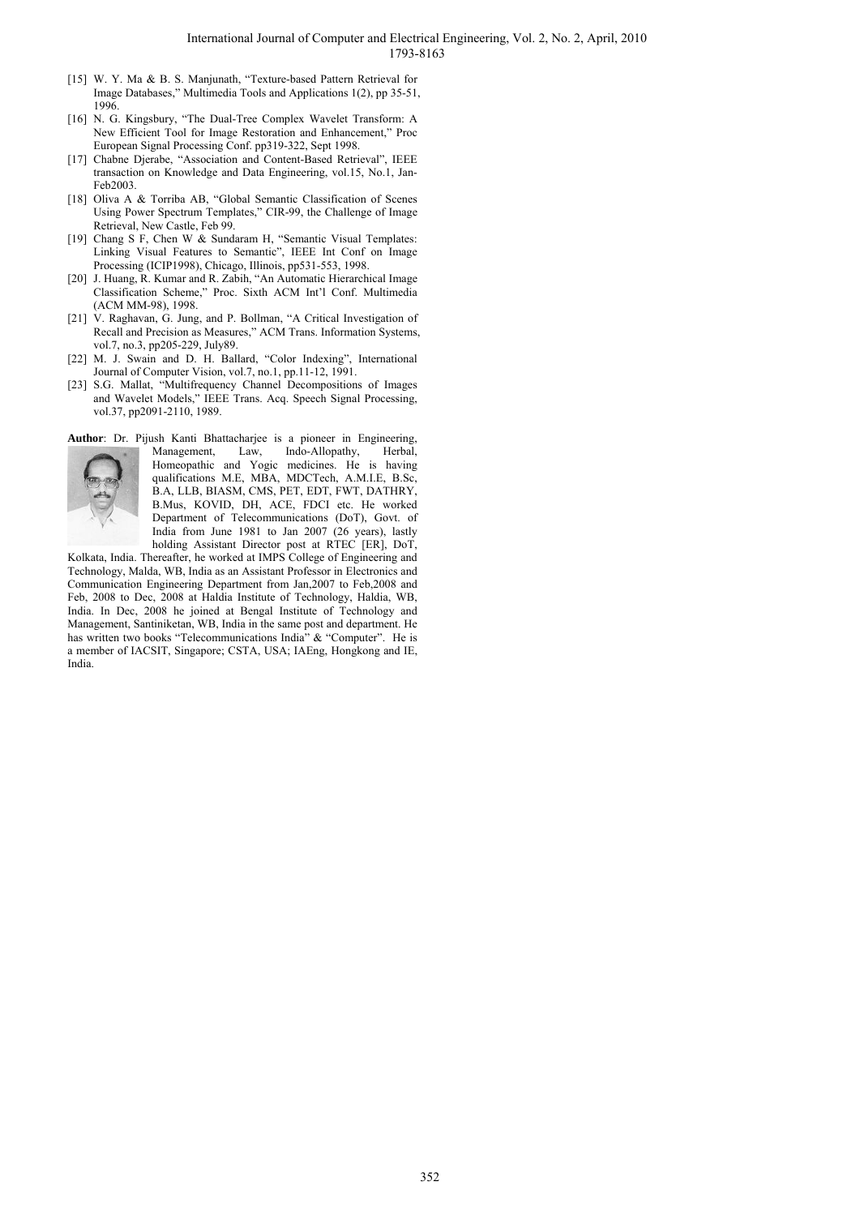[15] W. Y. Ma & B. S. Manjunath, "Texture-based Pattern Retrieval for Image Databases," Multimedia Tools and Applications 1(2), pp 35-51, 1996.

[16] N. G. Kingsbury, "The Dual-Tree Complex Wavelet Transform: A New Efficient Tool for Image Restoration and Enhancement," Proc European Signal Processing Conf. pp319-322, Sept 1998.

[17] Chabne Djerabe, "Association and Content-Based Retrieval", IEEE transaction on Knowledge and Data Engineering, vol.15, No.1, Jan-Feb2003.

[18] Oliva A & Torriba AB, "Global Semantic Classification of Scenes Using Power Spectrum Templates," CIR-99, the Challenge of Image Retrieval, New Castle, Feb 99.

[19] Chang S F, Chen W & Sundaram H, "Semantic Visual Templates: Linking Visual Features to Semantic", IEEE Int Conf on Image Processing (ICIP1998), Chicago, Illinois, pp531-553, 1998.

[20] J. Huang, R. Kumar and R. Zabih, "An Automatic Hierarchical Image Classification Scheme," Proc. Sixth ACM Int'l Conf. Multimedia (ACM MM-98), 1998.

[21] V. Raghavan, G. Jung, and P. Bollman, "A Critical Investigation of Recall and Precision as Measures," ACM Trans. Information Systems, vol.7, no.3, pp205-229, July89.

[22] M. J. Swain and D. H. Ballard, "Color Indexing", International Journal of Computer Vision, vol.7, no.1, pp.11-12, 1991.

[23] S.G. Mallat, "Multifrequency Channel Decompositions of Images and Wavelet Models," IEEE Trans. Acq. Speech Signal Processing, vol.37, pp2091-2110, 1989.

**Author**: Dr. Pijush Kanti Bhattacharjee is a pioneer in Engineering, Management, Law, Indo-Allopathy, Herbal, Homeopathic and Yogic medicines. He is having qualifications M.E, MBA, MDCTech, A.M.I.E, B.Sc, B.A, LLB, BIASM, CMS, PET, EDT, FWT, DATHRY, B.Mus, KOVID, DH, ACE, FDCI etc. He worked Department of Telecommunications (DoT), Govt. of India from June 1981 to Jan 2007 (26 years), lastly holding Assistant Director post at RTEC [ER], DoT, Kolkata, India. Thereafter, he worked at IMPS College of Engineering and Technology, Malda, WB, India as an Assistant Professor in Electronics and Communication Engineering Department from Jan,2007 to Feb,2008 and Feb, 2008 to Dec, 2008 at Haldia Institute of Technology, Haldia, WB, India. In Dec, 2008 he joined at Bengal Institute of Technology and Management, Santiniketan, WB, India in the same post and department. He has written two books "Telecommunications India" & "Computer". He is a member of IACSIT, Singapore; CSTA, USA; IAEng, Hongkong and IE, India.